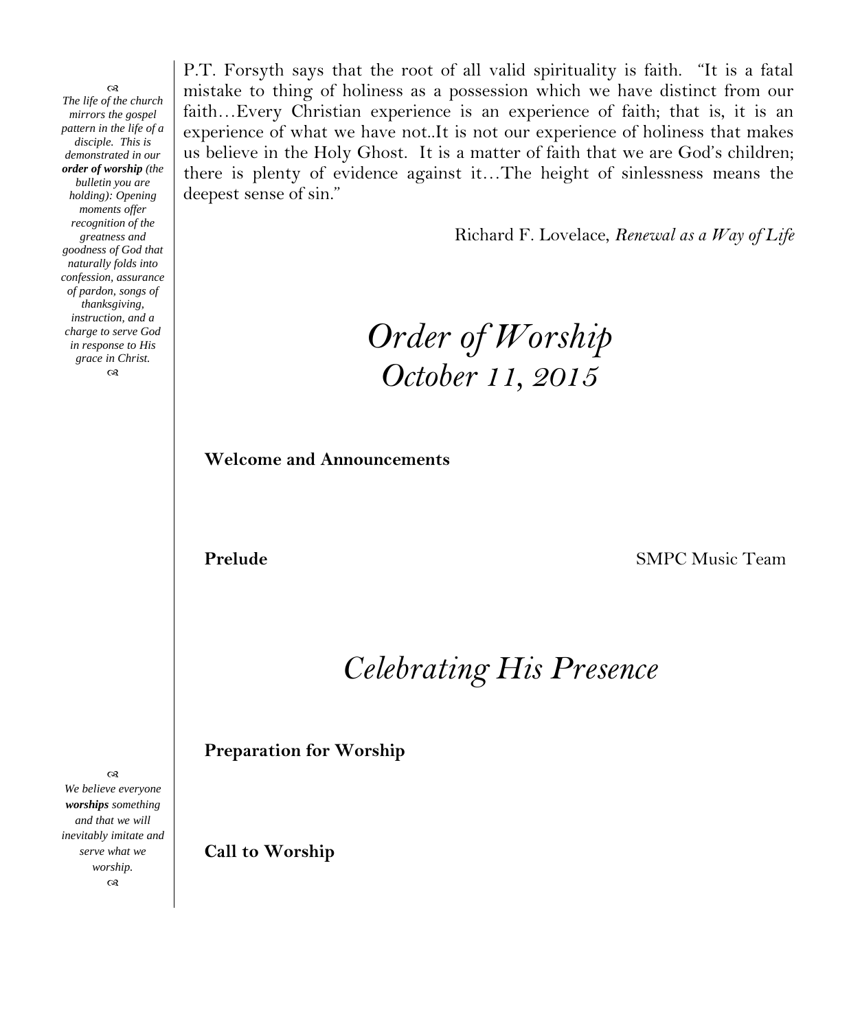P.T. Forsyth says that the root of all valid spirituality is faith. "It is a fatal mistake to thing of holiness as a possession which we have distinct from our faith…Every Christian experience is an experience of faith; that is, it is an experience of what we have not..It is not our experience of holiness that makes us believe in the Holy Ghost. It is a matter of faith that we are God's children; there is plenty of evidence against it…The height of sinlessness means the deepest sense of sin."

Richard F. Lovelace, *Renewal as a Way of Life*

*The life of the church mirrors the gospel pattern in the life of a disciple. This is demonstrated in our* ***order of worship*** *(the bulletin you are holding): Opening moments offer recognition of the greatness and goodness of God that naturally folds into confession, assurance of pardon, songs of thanksgiving, instruction, and a charge to serve God in response to His grace in Christ.*

# *Order of Worship*
## *October 11, 2015*

**Welcome and Announcements**

**Prelude** SMPC Music Team

## *Celebrating His Presence*

**Preparation for Worship**

*We believe everyone* ***worships*** *something and that we will inevitably imitate and serve what we worship.*

**Call to Worship**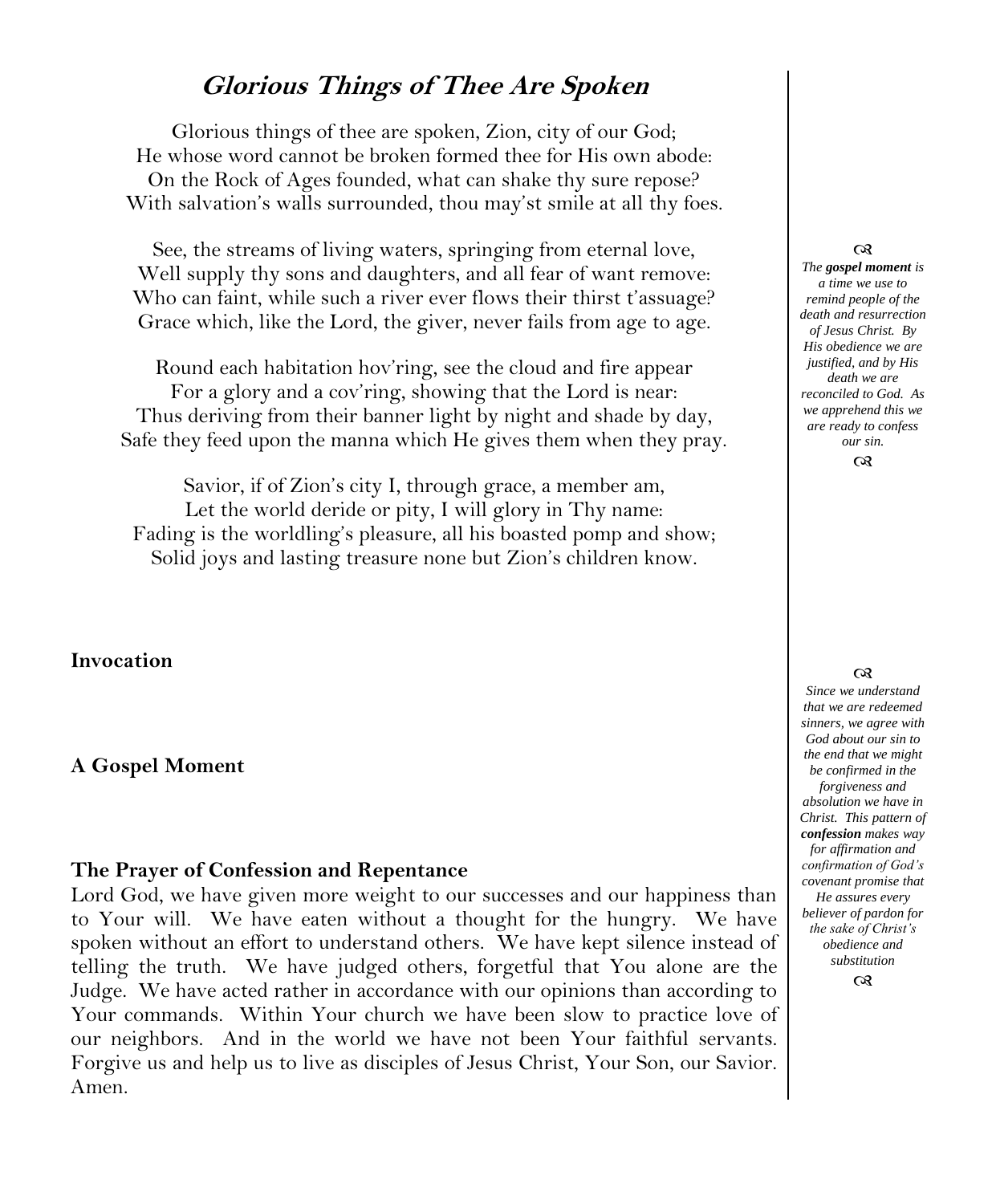## *Glorious Things of Thee Are Spoken*

Glorious things of thee are spoken, Zion, city of our God;
He whose word cannot be broken formed thee for His own abode:
On the Rock of Ages founded, what can shake thy sure repose?
With salvation's walls surrounded, thou may'st smile at all thy foes.

See, the streams of living waters, springing from eternal love,
Well supply thy sons and daughters, and all fear of want remove:
Who can faint, while such a river ever flows their thirst t'assuage?
Grace which, like the Lord, the giver, never fails from age to age.

Round each habitation hov'ring, see the cloud and fire appear
For a glory and a cov'ring, showing that the Lord is near:
Thus deriving from their banner light by night and shade by day,
Safe they feed upon the manna which He gives them when they pray.

Savior, if of Zion's city I, through grace, a member am,
Let the world deride or pity, I will glory in Thy name:
Fading is the worldling's pleasure, all his boasted pomp and show;
Solid joys and lasting treasure none but Zion's children know.

*The **gospel moment** is a time we use to remind people of the death and resurrection of Jesus Christ. By His obedience we are justified, and by His death we are reconciled to God. As we apprehend this we are ready to confess our sin.*

**Invocation**

**A Gospel Moment**

*Since we understand that we are redeemed sinners, we agree with God about our sin to the end that we might be confirmed in the forgiveness and absolution we have in Christ. This pattern of **confession** makes way for affirmation and confirmation of God's covenant promise that He assures every believer of pardon for the sake of Christ's obedience and substitution*

**The Prayer of Confession and Repentance**

Lord God, we have given more weight to our successes and our happiness than to Your will. We have eaten without a thought for the hungry. We have spoken without an effort to understand others. We have kept silence instead of telling the truth. We have judged others, forgetful that You alone are the Judge. We have acted rather in accordance with our opinions than according to Your commands. Within Your church we have been slow to practice love of our neighbors. And in the world we have not been Your faithful servants. Forgive us and help us to live as disciples of Jesus Christ, Your Son, our Savior. Amen.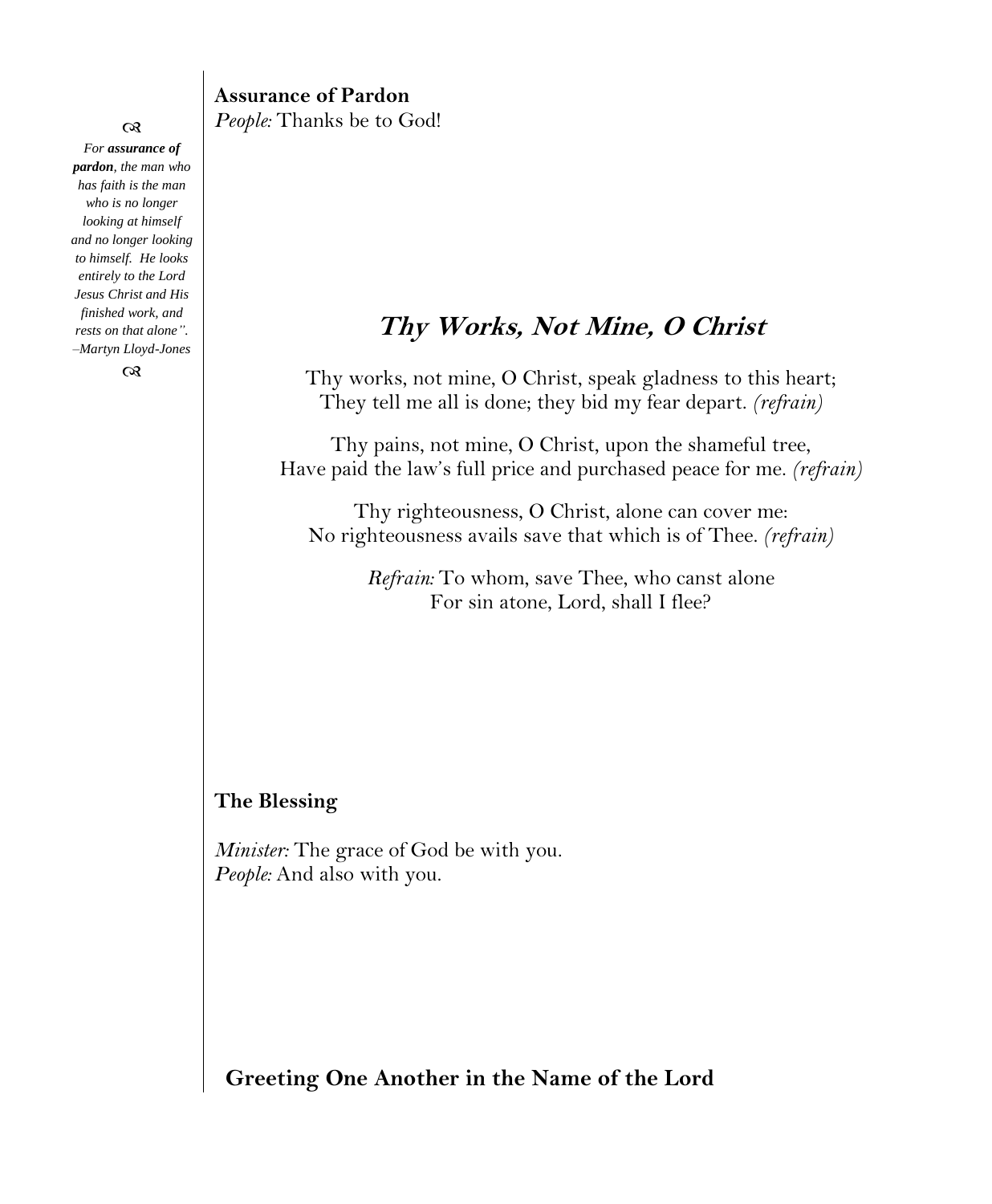**Assurance of Pardon**

*People:* Thanks be to God!

*For **assurance of pardon**, the man who has faith is the man who is no longer looking at himself and no longer looking to himself. He looks entirely to the Lord Jesus Christ and His finished work, and rests on that alone". –Martyn Lloyd-Jones*

## *Thy Works, Not Mine, O Christ*

Thy works, not mine, O Christ, speak gladness to this heart;
They tell me all is done; they bid my fear depart. *(refrain)*

Thy pains, not mine, O Christ, upon the shameful tree,
Have paid the law's full price and purchased peace for me. *(refrain)*

Thy righteousness, O Christ, alone can cover me:
No righteousness avails save that which is of Thee. *(refrain)*

*Refrain:* To whom, save Thee, who canst alone
For sin atone, Lord, shall I flee?

**The Blessing**

*Minister:* The grace of God be with you.
*People:* And also with you.

**Greeting One Another in the Name of the Lord**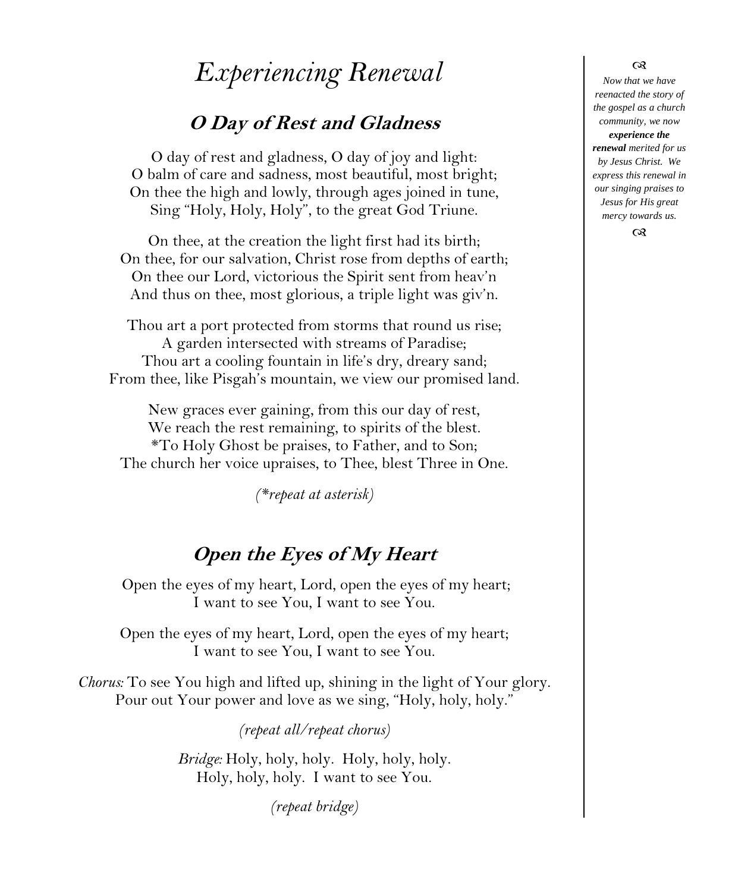# *Experiencing Renewal*

## ***O Day of Rest and Gladness***

O day of rest and gladness, O day of joy and light:
O balm of care and sadness, most beautiful, most bright;
On thee the high and lowly, through ages joined in tune,
Sing "Holy, Holy, Holy", to the great God Triune.

On thee, at the creation the light first had its birth;
On thee, for our salvation, Christ rose from depths of earth;
On thee our Lord, victorious the Spirit sent from heav'n
And thus on thee, most glorious, a triple light was giv'n.

Thou art a port protected from storms that round us rise;
A garden intersected with streams of Paradise;
Thou art a cooling fountain in life's dry, dreary sand;
From thee, like Pisgah's mountain, we view our promised land.

New graces ever gaining, from this our day of rest,
We reach the rest remaining, to spirits of the blest.
*To Holy Ghost be praises, to Father, and to Son;
The church her voice upraises, to Thee, blest Three in One.

*(*repeat at asterisk)*

## ***Open the Eyes of My Heart***

Open the eyes of my heart, Lord, open the eyes of my heart;
I want to see You, I want to see You.

Open the eyes of my heart, Lord, open the eyes of my heart;
I want to see You, I want to see You.

*Chorus:* To see You high and lifted up, shining in the light of Your glory.
Pour out Your power and love as we sing, "Holy, holy, holy."

*(repeat all/repeat chorus)*

*Bridge:* Holy, holy, holy. Holy, holy, holy.
Holy, holy, holy. I want to see You.

*(repeat bridge)*

*Now that we have reenacted the story of the gospel as a church community, we now* ***experience the renewal*** *merited for us by Jesus Christ. We express this renewal in our singing praises to Jesus for His great mercy towards us.*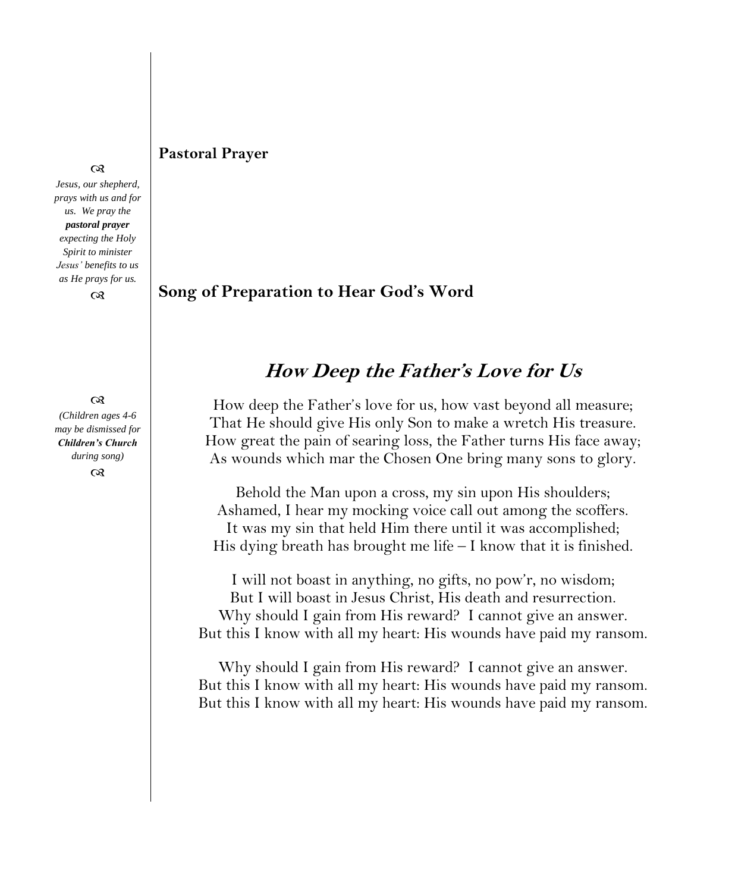## Pastoral Prayer

*Jesus, our shepherd, prays with us and for us. We pray the **pastoral prayer** expecting the Holy Spirit to minister Jesus' benefits to us as He prays for us.*

## Song of Preparation to Hear God's Word

*(Children ages 4-6 may be dismissed for **Children's Church** during song)*

### *How Deep the Father's Love for Us*

How deep the Father's love for us, how vast beyond all measure;
That He should give His only Son to make a wretch His treasure.
How great the pain of searing loss, the Father turns His face away;
As wounds which mar the Chosen One bring many sons to glory.

Behold the Man upon a cross, my sin upon His shoulders;
Ashamed, I hear my mocking voice call out among the scoffers.
It was my sin that held Him there until it was accomplished;
His dying breath has brought me life – I know that it is finished.

I will not boast in anything, no gifts, no pow'r, no wisdom;
But I will boast in Jesus Christ, His death and resurrection.
Why should I gain from His reward? I cannot give an answer.
But this I know with all my heart: His wounds have paid my ransom.

Why should I gain from His reward? I cannot give an answer.
But this I know with all my heart: His wounds have paid my ransom.
But this I know with all my heart: His wounds have paid my ransom.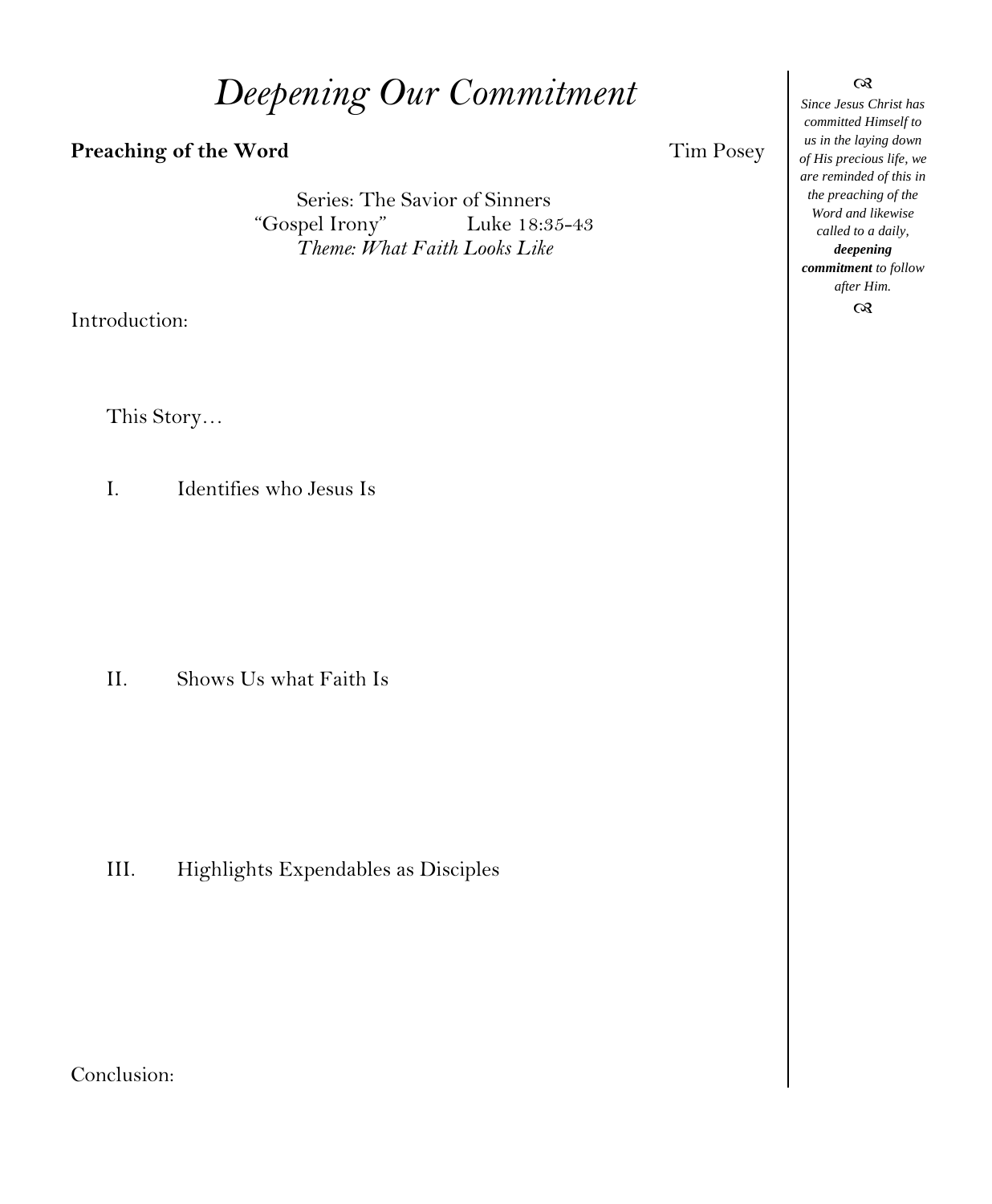# *Deepening Our Commitment*

**Preaching of the Word** Tim Posey

Series: The Savior of Sinners
"Gospel Irony" Luke 18:35-43
*Theme: What Faith Looks Like*

Introduction:

This Story…

I. Identifies who Jesus Is

II. Shows Us what Faith Is

III. Highlights Expendables as Disciples

Conclusion:

*Since Jesus Christ has committed Himself to us in the laying down of His precious life, we are reminded of this in the preaching of the Word and likewise called to a daily,* ***deepening commitment*** *to follow after Him.*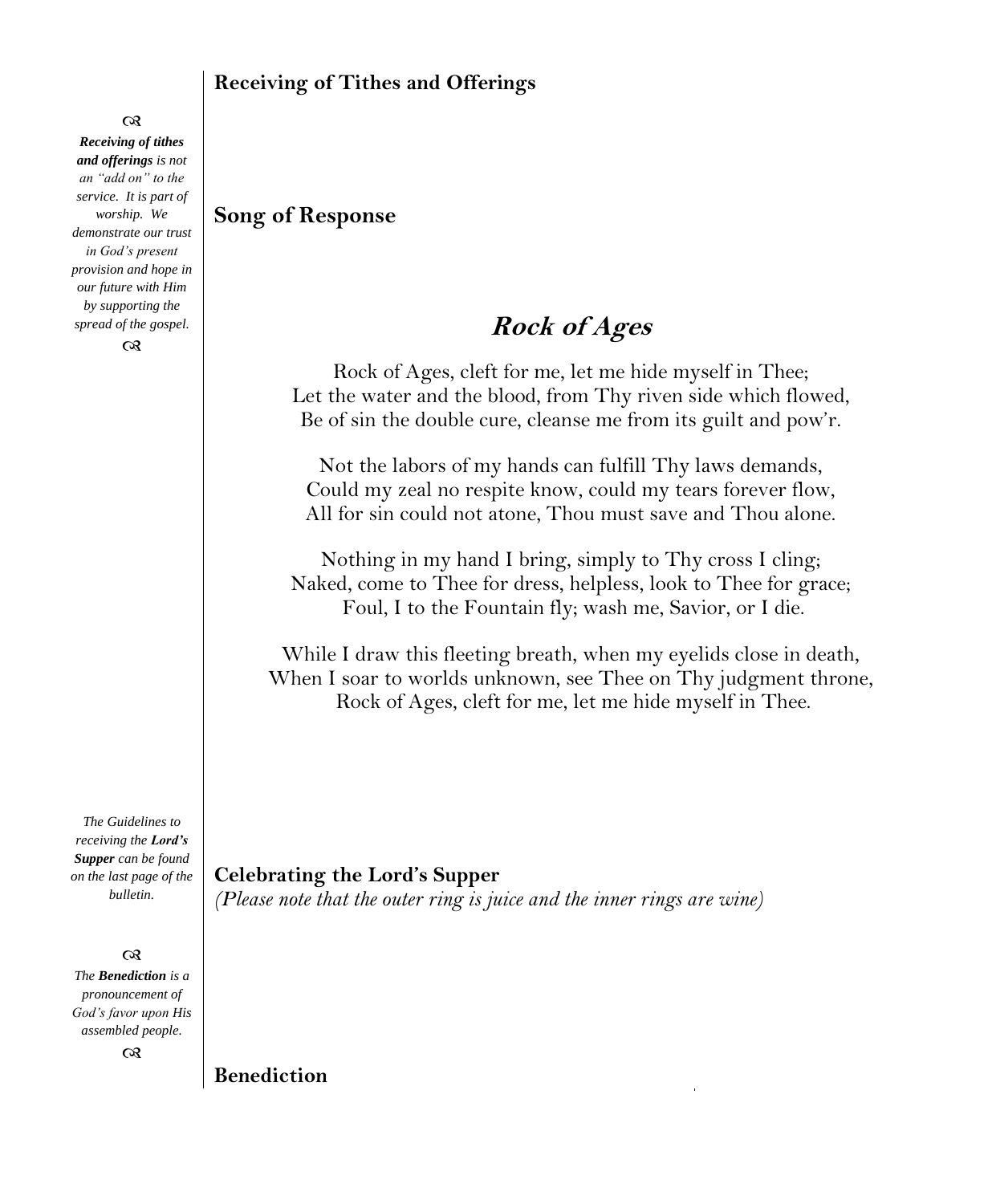## Receiving of Tithes and Offerings

*__Receiving of tithes and offerings__ is not an "add on" to the service. It is part of worship. We demonstrate our trust in God's present provision and hope in our future with Him by supporting the spread of the gospel.*

## Song of Response

### *Rock of Ages*

Rock of Ages, cleft for me, let me hide myself in Thee;
Let the water and the blood, from Thy riven side which flowed,
Be of sin the double cure, cleanse me from its guilt and pow'r.

Not the labors of my hands can fulfill Thy laws demands,
Could my zeal no respite know, could my tears forever flow,
All for sin could not atone, Thou must save and Thou alone.

Nothing in my hand I bring, simply to Thy cross I cling;
Naked, come to Thee for dress, helpless, look to Thee for grace;
Foul, I to the Fountain fly; wash me, Savior, or I die.

While I draw this fleeting breath, when my eyelids close in death,
When I soar to worlds unknown, see Thee on Thy judgment throne,
Rock of Ages, cleft for me, let me hide myself in Thee.

*The Guidelines to receiving the __Lord's Supper__ can be found on the last page of the bulletin.*

## Celebrating the Lord's Supper

*(Please note that the outer ring is juice and the inner rings are wine)*

*The __Benediction__ is a pronouncement of God's favor upon His assembled people.*

## Benediction